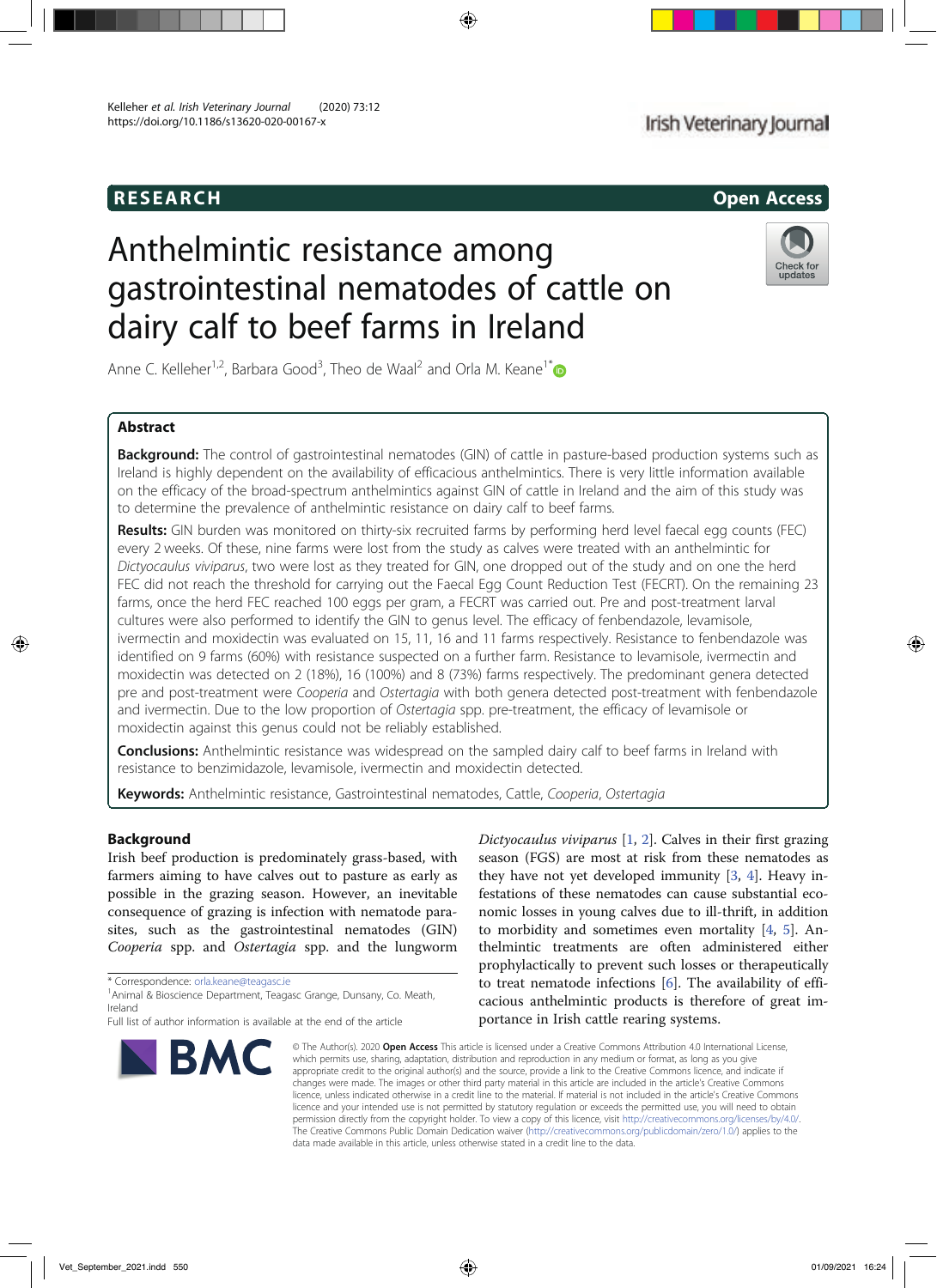# Anthelmintic resistance among gastrointestinal nematodes of cattle on dairy calf to beef farms in Ireland

Anne C. Kelleher[1,2], Barbara Good[3], Theo de Waal[2] and Orla M. Keane[1*]

## Abstract

**Background:** The control of gastrointestinal nematodes (GIN) of cattle in pasture-based production systems such as Ireland is highly dependent on the availability of efficacious anthelmintics. There is very little information available on the efficacy of the broad-spectrum anthelmintics against GIN of cattle in Ireland and the aim of this study was to determine the prevalence of anthelmintic resistance on dairy calf to beef farms.

**Results:** GIN burden was monitored on thirty-six recruited farms by performing herd level faecal egg counts (FEC) every 2 weeks. Of these, nine farms were lost from the study as calves were treated with an anthelmintic for *Dictyocaulus viviparus*, two were lost as they treated for GIN, one dropped out of the study and on one the herd FEC did not reach the threshold for carrying out the Faecal Egg Count Reduction Test (FECRT). On the remaining 23 farms, once the herd FEC reached 100 eggs per gram, a FECRT was carried out. Pre and post-treatment larval cultures were also performed to identify the GIN to genus level. The efficacy of fenbendazole, levamisole, ivermectin and moxidectin was evaluated on 15, 11, 16 and 11 farms respectively. Resistance to fenbendazole was identified on 9 farms (60%) with resistance suspected on a further farm. Resistance to levamisole, ivermectin and moxidectin was detected on 2 (18%), 16 (100%) and 8 (73%) farms respectively. The predominant genera detected pre and post-treatment were *Cooperia* and *Ostertagia* with both genera detected post-treatment with fenbendazole and ivermectin. Due to the low proportion of *Ostertagia* spp. pre-treatment, the efficacy of levamisole or moxidectin against this genus could not be reliably established.

**Conclusions:** Anthelmintic resistance was widespread on the sampled dairy calf to beef farms in Ireland with resistance to benzimidazole, levamisole, ivermectin and moxidectin detected.

**Keywords:** Anthelmintic resistance, Gastrointestinal nematodes, Cattle, *Cooperia*, *Ostertagia*

## Background

Irish beef production is predominately grass-based, with farmers aiming to have calves out to pasture as early as possible in the grazing season. However, an inevitable consequence of grazing is infection with nematode parasites, such as the gastrointestinal nematodes (GIN) *Cooperia* spp. and *Ostertagia* spp. and the lungworm *Dictyocaulus viviparus* [1, 2]. Calves in their first grazing season (FGS) are most at risk from these nematodes as they have not yet developed immunity [3, 4]. Heavy infestations of these nematodes can cause substantial economic losses in young calves due to ill-thrift, in addition to morbidity and sometimes even mortality [4, 5]. Anthelmintic treatments are often administered either prophylactically to prevent such losses or therapeutically to treat nematode infections [6]. The availability of efficacious anthelmintic products is therefore of great importance in Irish cattle rearing systems.

\* Correspondence: orla.keane@teagasc.ie

[1] Animal & Bioscience Department, Teagasc Grange, Dunsany, Co. Meath, Ireland

Full list of author information is available at the end of the article

© The Author(s). 2020 **Open Access** This article is licensed under a Creative Commons Attribution 4.0 International License, which permits use, sharing, adaptation, distribution and reproduction in any medium or format, as long as you give appropriate credit to the original author(s) and the source, provide a link to the Creative Commons licence, and indicate if changes were made. The images or other third party material in this article are included in the article's Creative Commons licence, unless indicated otherwise in a credit line to the material. If material is not included in the article's Creative Commons licence and your intended use is not permitted by statutory regulation or exceeds the permitted use, you will need to obtain permission directly from the copyright holder. To view a copy of this licence, visit http://creativecommons.org/licenses/by/4.0/. The Creative Commons Public Domain Dedication waiver (http://creativecommons.org/publicdomain/zero/1.0/) applies to the data made available in this article, unless otherwise stated in a credit line to the data.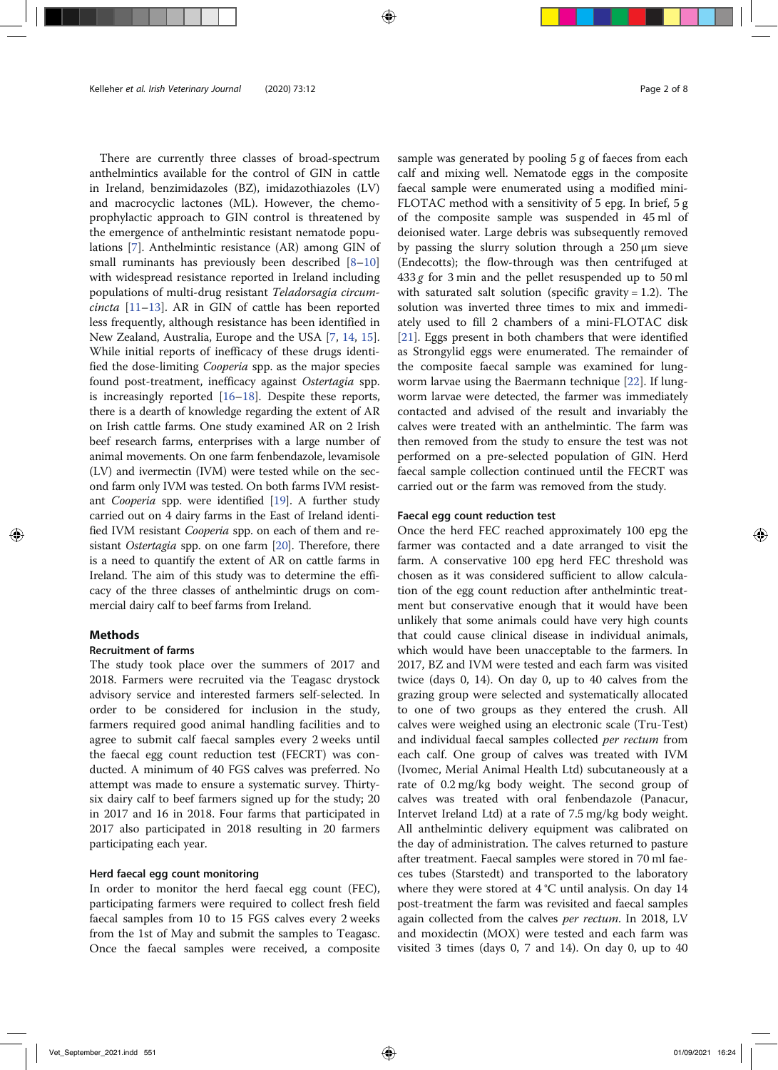There are currently three classes of broad-spectrum anthelmintics available for the control of GIN in cattle in Ireland, benzimidazoles (BZ), imidazothiazoles (LV) and macrocyclic lactones (ML). However, the chemoprophylactic approach to GIN control is threatened by the emergence of anthelmintic resistant nematode populations [7]. Anthelmintic resistance (AR) among GIN of small ruminants has previously been described [8–10] with widespread resistance reported in Ireland including populations of multi-drug resistant *Teladorsagia circumcincta* [11–13]. AR in GIN of cattle has been reported less frequently, although resistance has been identified in New Zealand, Australia, Europe and the USA [7, 14, 15]. While initial reports of inefficacy of these drugs identified the dose-limiting *Cooperia* spp. as the major species found post-treatment, inefficacy against *Ostertagia* spp. is increasingly reported [16–18]. Despite these reports, there is a dearth of knowledge regarding the extent of AR on Irish cattle farms. One study examined AR on 2 Irish beef research farms, enterprises with a large number of animal movements. On one farm fenbendazole, levamisole (LV) and ivermectin (IVM) were tested while on the second farm only IVM was tested. On both farms IVM resistant *Cooperia* spp. were identified [19]. A further study carried out on 4 dairy farms in the East of Ireland identified IVM resistant *Cooperia* spp. on each of them and resistant *Ostertagia* spp. on one farm [20]. Therefore, there is a need to quantify the extent of AR on cattle farms in Ireland. The aim of this study was to determine the efficacy of the three classes of anthelmintic drugs on commercial dairy calf to beef farms from Ireland.

## Methods

### Recruitment of farms

The study took place over the summers of 2017 and 2018. Farmers were recruited via the Teagasc drystock advisory service and interested farmers self-selected. In order to be considered for inclusion in the study, farmers required good animal handling facilities and to agree to submit calf faecal samples every 2 weeks until the faecal egg count reduction test (FECRT) was conducted. A minimum of 40 FGS calves was preferred. No attempt was made to ensure a systematic survey. Thirty-six dairy calf to beef farmers signed up for the study; 20 in 2017 and 16 in 2018. Four farms that participated in 2017 also participated in 2018 resulting in 20 farmers participating each year.

### Herd faecal egg count monitoring

In order to monitor the herd faecal egg count (FEC), participating farmers were required to collect fresh field faecal samples from 10 to 15 FGS calves every 2 weeks from the 1st of May and submit the samples to Teagasc. Once the faecal samples were received, a composite sample was generated by pooling 5 g of faeces from each calf and mixing well. Nematode eggs in the composite faecal sample were enumerated using a modified mini-FLOTAC method with a sensitivity of 5 epg. In brief, 5 g of the composite sample was suspended in 45 ml of deionised water. Large debris was subsequently removed by passing the slurry solution through a 250 μm sieve (Endecotts); the flow-through was then centrifuged at 433 *g* for 3 min and the pellet resuspended up to 50 ml with saturated salt solution (specific gravity = 1.2). The solution was inverted three times to mix and immediately used to fill 2 chambers of a mini-FLOTAC disk [21]. Eggs present in both chambers that were identified as Strongylid eggs were enumerated. The remainder of the composite faecal sample was examined for lungworm larvae using the Baermann technique [22]. If lungworm larvae were detected, the farmer was immediately contacted and advised of the result and invariably the calves were treated with an anthelmintic. The farm was then removed from the study to ensure the test was not performed on a pre-selected population of GIN. Herd faecal sample collection continued until the FECRT was carried out or the farm was removed from the study.

### Faecal egg count reduction test

Once the herd FEC reached approximately 100 epg the farmer was contacted and a date arranged to visit the farm. A conservative 100 epg herd FEC threshold was chosen as it was considered sufficient to allow calculation of the egg count reduction after anthelmintic treatment but conservative enough that it would have been unlikely that some animals could have very high counts that could cause clinical disease in individual animals, which would have been unacceptable to the farmers. In 2017, BZ and IVM were tested and each farm was visited twice (days 0, 14). On day 0, up to 40 calves from the grazing group were selected and systematically allocated to one of two groups as they entered the crush. All calves were weighed using an electronic scale (Tru-Test) and individual faecal samples collected *per rectum* from each calf. One group of calves was treated with IVM (Ivomec, Merial Animal Health Ltd) subcutaneously at a rate of 0.2 mg/kg body weight. The second group of calves was treated with oral fenbendazole (Panacur, Intervet Ireland Ltd) at a rate of 7.5 mg/kg body weight. All anthelmintic delivery equipment was calibrated on the day of administration. The calves returned to pasture after treatment. Faecal samples were stored in 70 ml faeces tubes (Starstedt) and transported to the laboratory where they were stored at 4 °C until analysis. On day 14 post-treatment the farm was revisited and faecal samples again collected from the calves *per rectum*. In 2018, LV and moxidectin (MOX) were tested and each farm was visited 3 times (days 0, 7 and 14). On day 0, up to 40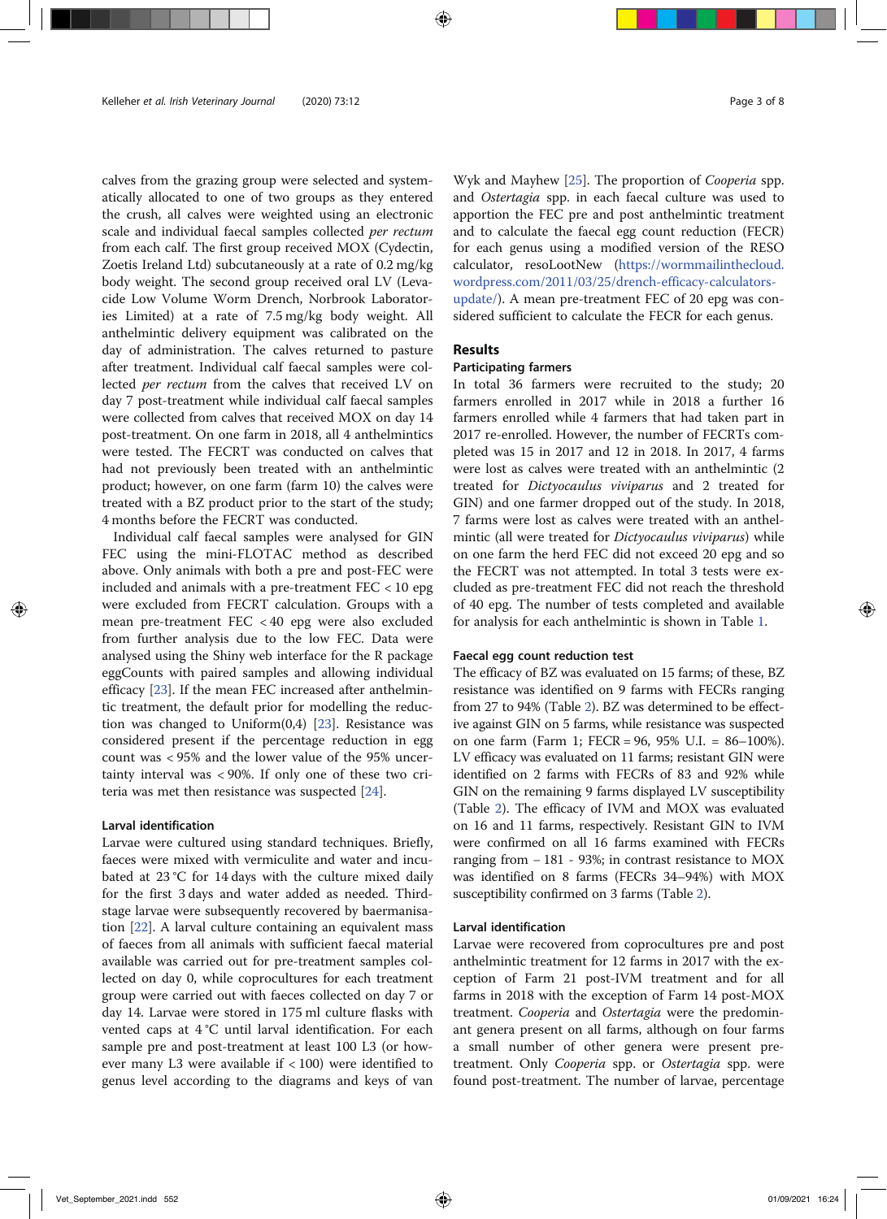calves from the grazing group were selected and systematically allocated to one of two groups as they entered the crush, all calves were weighted using an electronic scale and individual faecal samples collected *per rectum* from each calf. The first group received MOX (Cydectin, Zoetis Ireland Ltd) subcutaneously at a rate of 0.2 mg/kg body weight. The second group received oral LV (Levacide Low Volume Worm Drench, Norbrook Laboratories Limited) at a rate of 7.5 mg/kg body weight. All anthelmintic delivery equipment was calibrated on the day of administration. The calves returned to pasture after treatment. Individual calf faecal samples were collected *per rectum* from the calves that received LV on day 7 post-treatment while individual calf faecal samples were collected from calves that received MOX on day 14 post-treatment. On one farm in 2018, all 4 anthelmintics were tested. The FECRT was conducted on calves that had not previously been treated with an anthelmintic product; however, on one farm (farm 10) the calves were treated with a BZ product prior to the start of the study; 4 months before the FECRT was conducted.

Individual calf faecal samples were analysed for GIN FEC using the mini-FLOTAC method as described above. Only animals with both a pre and post-FEC were included and animals with a pre-treatment FEC < 10 epg were excluded from FECRT calculation. Groups with a mean pre-treatment FEC < 40 epg were also excluded from further analysis due to the low FEC. Data were analysed using the Shiny web interface for the R package eggCounts with paired samples and allowing individual efficacy [23]. If the mean FEC increased after anthelmintic treatment, the default prior for modelling the reduction was changed to Uniform(0,4) [23]. Resistance was considered present if the percentage reduction in egg count was < 95% and the lower value of the 95% uncertainty interval was < 90%. If only one of these two criteria was met then resistance was suspected [24].

### Larval identification

Larvae were cultured using standard techniques. Briefly, faeces were mixed with vermiculite and water and incubated at 23 °C for 14 days with the culture mixed daily for the first 3 days and water added as needed. Third-stage larvae were subsequently recovered by baermanisation [22]. A larval culture containing an equivalent mass of faeces from all animals with sufficient faecal material available was carried out for pre-treatment samples collected on day 0, while coprocultures for each treatment group were carried out with faeces collected on day 7 or day 14. Larvae were stored in 175 ml culture flasks with vented caps at 4 °C until larval identification. For each sample pre and post-treatment at least 100 L3 (or however many L3 were available if < 100) were identified to genus level according to the diagrams and keys of van Wyk and Mayhew [25]. The proportion of *Cooperia* spp. and *Ostertagia* spp. in each faecal culture was used to apportion the FEC pre and post anthelmintic treatment and to calculate the faecal egg count reduction (FECR) for each genus using a modified version of the RESO calculator, resoLootNew (https://wormmailinthecloud.wordpress.com/2011/03/25/drench-efficacy-calculators-update/). A mean pre-treatment FEC of 20 epg was considered sufficient to calculate the FECR for each genus.

## Results

### Participating farmers

In total 36 farmers were recruited to the study; 20 farmers enrolled in 2017 while in 2018 a further 16 farmers enrolled while 4 farmers that had taken part in 2017 re-enrolled. However, the number of FECRTs completed was 15 in 2017 and 12 in 2018. In 2017, 4 farms were lost as calves were treated with an anthelmintic (2 treated for *Dictyocaulus viviparus* and 2 treated for GIN) and one farmer dropped out of the study. In 2018, 7 farms were lost as calves were treated with an anthelmintic (all were treated for *Dictyocaulus viviparus*) while on one farm the herd FEC did not exceed 20 epg and so the FECRT was not attempted. In total 3 tests were excluded as pre-treatment FEC did not reach the threshold of 40 epg. The number of tests completed and available for analysis for each anthelmintic is shown in Table 1.

### Faecal egg count reduction test

The efficacy of BZ was evaluated on 15 farms; of these, BZ resistance was identified on 9 farms with FECRs ranging from 27 to 94% (Table 2). BZ was determined to be effective against GIN on 5 farms, while resistance was suspected on one farm (Farm 1; FECR = 96, 95% U.I. = 86–100%). LV efficacy was evaluated on 11 farms; resistant GIN were identified on 2 farms with FECRs of 83 and 92% while GIN on the remaining 9 farms displayed LV susceptibility (Table 2). The efficacy of IVM and MOX was evaluated on 16 and 11 farms, respectively. Resistant GIN to IVM were confirmed on all 16 farms examined with FECRs ranging from − 181 - 93%; in contrast resistance to MOX was identified on 8 farms (FECRs 34–94%) with MOX susceptibility confirmed on 3 farms (Table 2).

### Larval identification

Larvae were recovered from coprocultures pre and post anthelmintic treatment for 12 farms in 2017 with the exception of Farm 21 post-IVM treatment and for all farms in 2018 with the exception of Farm 14 post-MOX treatment. *Cooperia* and *Ostertagia* were the predominant genera present on all farms, although on four farms a small number of other genera were present pre-treatment. Only *Cooperia* spp. or *Ostertagia* spp. were found post-treatment. The number of larvae, percentage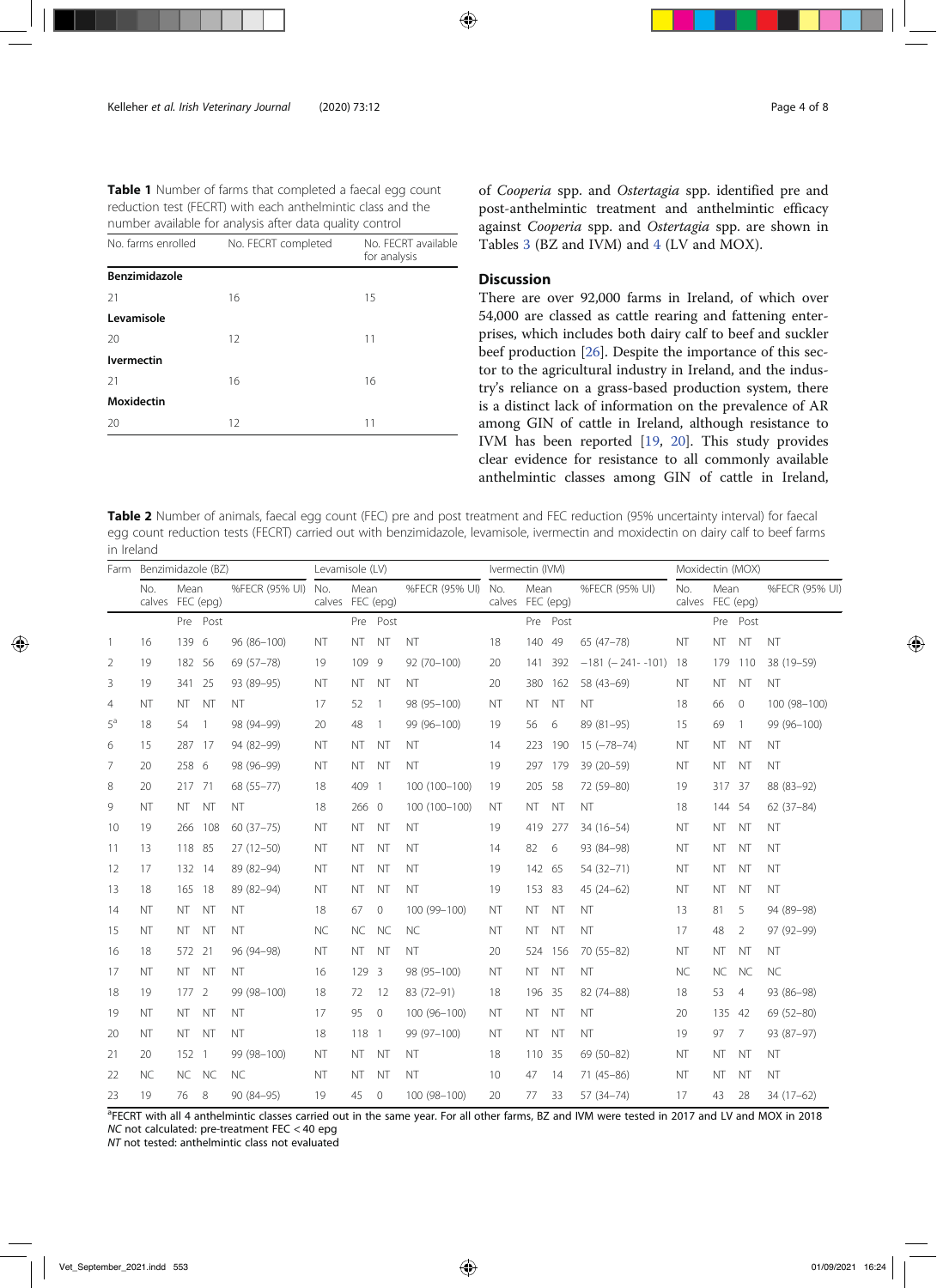**Table 1** Number of farms that completed a faecal egg count reduction test (FECRT) with each anthelmintic class and the number available for analysis after data quality control

| No. farms enrolled | No. FECRT completed | No. FECRT available for analysis |
|---|---|---|
| **Benzimidazole** | | |
| 21 | 16 | 15 |
| **Levamisole** | | |
| 20 | 12 | 11 |
| **Ivermectin** | | |
| 21 | 16 | 16 |
| **Moxidectin** | | |
| 20 | 12 | 11 |

of *Cooperia* spp. and *Ostertagia* spp. identified pre and post-anthelmintic treatment and anthelmintic efficacy against *Cooperia* spp. and *Ostertagia* spp. are shown in Tables 3 (BZ and IVM) and 4 (LV and MOX).

## Discussion

There are over 92,000 farms in Ireland, of which over 54,000 are classed as cattle rearing and fattening enterprises, which includes both dairy calf to beef and suckler beef production [26]. Despite the importance of this sector to the agricultural industry in Ireland, and the industry's reliance on a grass-based production system, there is a distinct lack of information on the prevalence of AR among GIN of cattle in Ireland, although resistance to IVM has been reported [19, 20]. This study provides clear evidence for resistance to all commonly available anthelmintic classes among GIN of cattle in Ireland,

**Table 2** Number of animals, faecal egg count (FEC) pre and post treatment and FEC reduction (95% uncertainty interval) for faecal egg count reduction tests (FECRT) carried out with benzimidazole, levamisole, ivermectin and moxidectin on dairy calf to beef farms in Ireland

| Farm | Benzimidazole (BZ) | | | | Levamisole (LV) | | | | Ivermectin (IVM) | | | | Moxidectin (MOX) | | | |
|---|---|---|---|---|---|---|---|---|---|---|---|---|---|---|---|---|
| | No. calves | Mean FEC (epg) | | %FECR (95% UI) | No. calves | Mean FEC (epg) | | %FECR (95% UI) | No. calves | Mean FEC (epg) | | %FECR (95% UI) | No. calves | Mean FEC (epg) | | %FECR (95% UI) |
| | | Pre | Post | | | Pre | Post | | | Pre | Post | | | Pre | Post | |
| 1 | 16 | 139 | 6 | 96 (86–100) | NT | NT | NT | NT | 18 | 140 | 49 | 65 (47–78) | NT | NT | NT | NT |
| 2 | 19 | 182 | 56 | 69 (57–78) | 19 | 109 | 9 | 92 (70–100) | 20 | 141 | 392 | −181 (− 241- -101) | 18 | 179 | 110 | 38 (19–59) |
| 3 | 19 | 341 | 25 | 93 (89–95) | NT | NT | NT | NT | 20 | 380 | 162 | 58 (43–69) | NT | NT | NT | NT |
| 4 | NT | NT | NT | NT | 17 | 52 | 1 | 98 (95–100) | NT | NT | NT | NT | 18 | 66 | 0 | 100 (98–100) |
| 5[a] | 18 | 54 | 1 | 98 (94–99) | 20 | 48 | 1 | 99 (96–100) | 19 | 56 | 6 | 89 (81–95) | 15 | 69 | 1 | 99 (96–100) |
| 6 | 15 | 287 | 17 | 94 (82–99) | NT | NT | NT | NT | 14 | 223 | 190 | 15 (−78–74) | NT | NT | NT | NT |
| 7 | 20 | 258 | 6 | 98 (96–99) | NT | NT | NT | NT | 19 | 297 | 179 | 39 (20–59) | NT | NT | NT | NT |
| 8 | 20 | 217 | 71 | 68 (55–77) | 18 | 409 | 1 | 100 (100–100) | 19 | 205 | 58 | 72 (59–80) | 19 | 317 | 37 | 88 (83–92) |
| 9 | NT | NT | NT | NT | 18 | 266 | 0 | 100 (100–100) | NT | NT | NT | NT | 18 | 144 | 54 | 62 (37–84) |
| 10 | 19 | 266 | 108 | 60 (37–75) | NT | NT | NT | NT | 19 | 419 | 277 | 34 (16–54) | NT | NT | NT | NT |
| 11 | 13 | 118 | 85 | 27 (12–50) | NT | NT | NT | NT | 14 | 82 | 6 | 93 (84–98) | NT | NT | NT | NT |
| 12 | 17 | 132 | 14 | 89 (82–94) | NT | NT | NT | NT | 19 | 142 | 65 | 54 (32–71) | NT | NT | NT | NT |
| 13 | 18 | 165 | 18 | 89 (82–94) | NT | NT | NT | NT | 19 | 153 | 83 | 45 (24–62) | NT | NT | NT | NT |
| 14 | NT | NT | NT | NT | 18 | 67 | 0 | 100 (99–100) | NT | NT | NT | NT | 13 | 81 | 5 | 94 (89–98) |
| 15 | NT | NT | NT | NT | NC | NC | NC | NC | NT | NT | NT | NT | 17 | 48 | 2 | 97 (92–99) |
| 16 | 18 | 572 | 21 | 96 (94–98) | NT | NT | NT | NT | 20 | 524 | 156 | 70 (55–82) | NT | NT | NT | NT |
| 17 | NT | NT | NT | NT | 16 | 129 | 3 | 98 (95–100) | NT | NT | NT | NT | NC | NC | NC | NC |
| 18 | 19 | 177 | 2 | 99 (98–100) | 18 | 72 | 12 | 83 (72–91) | 18 | 196 | 35 | 82 (74–88) | 18 | 53 | 4 | 93 (86–98) |
| 19 | NT | NT | NT | NT | 17 | 95 | 0 | 100 (96–100) | NT | NT | NT | NT | 20 | 135 | 42 | 69 (52–80) |
| 20 | NT | NT | NT | NT | 18 | 118 | 1 | 99 (97–100) | NT | NT | NT | NT | 19 | 97 | 7 | 93 (87–97) |
| 21 | 20 | 152 | 1 | 99 (98–100) | NT | NT | NT | NT | 18 | 110 | 35 | 69 (50–82) | NT | NT | NT | NT |
| 22 | NC | NC | NC | NC | NT | NT | NT | NT | 10 | 47 | 14 | 71 (45–86) | NT | NT | NT | NT |
| 23 | 19 | 76 | 8 | 90 (84–95) | 19 | 45 | 0 | 100 (98–100) | 20 | 77 | 33 | 57 (34–74) | 17 | 43 | 28 | 34 (17–62) |

[a]FECRT with all 4 anthelmintic classes carried out in the same year. For all other farms, BZ and IVM were tested in 2017 and LV and MOX in 2018
*NC* not calculated: pre-treatment FEC < 40 epg
*NT* not tested: anthelmintic class not evaluated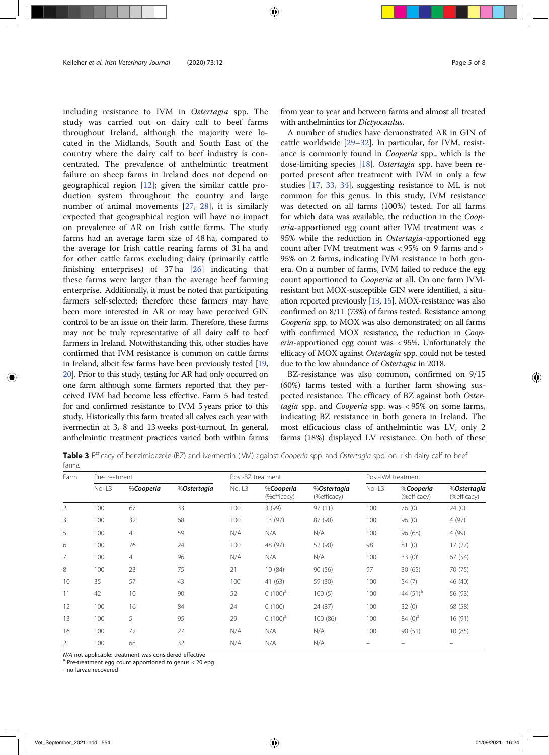including resistance to IVM in *Ostertagia* spp. The study was carried out on dairy calf to beef farms throughout Ireland, although the majority were located in the Midlands, South and South East of the country where the dairy calf to beef industry is concentrated. The prevalence of anthelmintic treatment failure on sheep farms in Ireland does not depend on geographical region [12]; given the similar cattle production system throughout the country and large number of animal movements [27, 28], it is similarly expected that geographical region will have no impact on prevalence of AR on Irish cattle farms. The study farms had an average farm size of 48 ha, compared to the average for Irish cattle rearing farms of 31 ha and for other cattle farms excluding dairy (primarily cattle finishing enterprises) of 37 ha [26] indicating that these farms were larger than the average beef farming enterprise. Additionally, it must be noted that participating farmers self-selected; therefore these farmers may have been more interested in AR or may have perceived GIN control to be an issue on their farm. Therefore, these farms may not be truly representative of all dairy calf to beef farmers in Ireland. Notwithstanding this, other studies have confirmed that IVM resistance is common on cattle farms in Ireland, albeit few farms have been previously tested [19, 20]. Prior to this study, testing for AR had only occurred on one farm although some farmers reported that they perceived IVM had become less effective. Farm 5 had tested for and confirmed resistance to IVM 5 years prior to this study. Historically this farm treated all calves each year with ivermectin at 3, 8 and 13 weeks post-turnout. In general, anthelmintic treatment practices varied both within farms from year to year and between farms and almost all treated with anthelmintics for *Dictyocaulus*.

A number of studies have demonstrated AR in GIN of cattle worldwide [29–32]. In particular, for IVM, resistance is commonly found in *Cooperia* spp., which is the dose-limiting species [18]. *Ostertagia* spp. have been reported present after treatment with IVM in only a few studies [17, 33, 34], suggesting resistance to ML is not common for this genus. In this study, IVM resistance was detected on all farms (100%) tested. For all farms for which data was available, the reduction in the *Cooperia*-apportioned egg count after IVM treatment was < 95% while the reduction in *Ostertagia*-apportioned egg count after IVM treatment was < 95% on 9 farms and > 95% on 2 farms, indicating IVM resistance in both genera. On a number of farms, IVM failed to reduce the egg count apportioned to *Cooperia* at all. On one farm IVM-resistant but MOX-susceptible GIN were identified, a situation reported previously [13, 15]. MOX-resistance was also confirmed on 8/11 (73%) of farms tested. Resistance among *Cooperia* spp. to MOX was also demonstrated; on all farms with confirmed MOX resistance, the reduction in *Cooperia*-apportioned egg count was < 95%. Unfortunately the efficacy of MOX against *Ostertagia* spp. could not be tested due to the low abundance of *Ostertagia* in 2018.

BZ-resistance was also common, confirmed on 9/15 (60%) farms tested with a further farm showing suspected resistance. The efficacy of BZ against both *Ostertagia* spp. and *Cooperia* spp. was < 95% on some farms, indicating BZ resistance in both genera in Ireland. The most efficacious class of anthelmintic was LV, only 2 farms (18%) displayed LV resistance. On both of these

**Table 3** Efficacy of benzimidazole (BZ) and ivermectin (IVM) against *Cooperia* spp. and *Ostertagia* spp. on Irish dairy calf to beef farms

| Farm | Pre-treatment | | | Post-BZ treatment | | | Post-IVM treatment | | |
|---|---|---|---|---|---|---|---|---|---|
| | No. L3 | %*Cooperia* | %*Ostertagia* | No. L3 | %*Cooperia* (%efficacy) | %*Ostertagia* (%efficacy) | No. L3 | %*Cooperia* (%efficacy) | %*Ostertagia* (%efficacy) |
| 2 | 100 | 67 | 33 | 100 | 3 (99) | 97 (11) | 100 | 76 (0) | 24 (0) |
| 3 | 100 | 32 | 68 | 100 | 13 (97) | 87 (90) | 100 | 96 (0) | 4 (97) |
| 5 | 100 | 41 | 59 | N/A | N/A | N/A | 100 | 96 (68) | 4 (99) |
| 6 | 100 | 76 | 24 | 100 | 48 (97) | 52 (90) | 98 | 81 (0) | 17 (27) |
| 7 | 100 | 4 | 96 | N/A | N/A | N/A | 100 | 33 (0)[a] | 67 (54) |
| 8 | 100 | 23 | 75 | 21 | 10 (84) | 90 (56) | 97 | 30 (65) | 70 (75) |
| 10 | 35 | 57 | 43 | 100 | 41 (63) | 59 (30) | 100 | 54 (7) | 46 (40) |
| 11 | 42 | 10 | 90 | 52 | 0 (100)[a] | 100 (5) | 100 | 44 (51)[a] | 56 (93) |
| 12 | 100 | 16 | 84 | 24 | 0 (100) | 24 (87) | 100 | 32 (0) | 68 (58) |
| 13 | 100 | 5 | 95 | 29 | 0 (100)[a] | 100 (86) | 100 | 84 (0)[a] | 16 (91) |
| 16 | 100 | 72 | 27 | N/A | N/A | N/A | 100 | 90 (51) | 10 (85) |
| 21 | 100 | 68 | 32 | N/A | N/A | N/A | – | – | – |

*N/A* not applicable: treatment was considered effective
[a] Pre-treatment egg count apportioned to genus < 20 epg
- no larvae recovered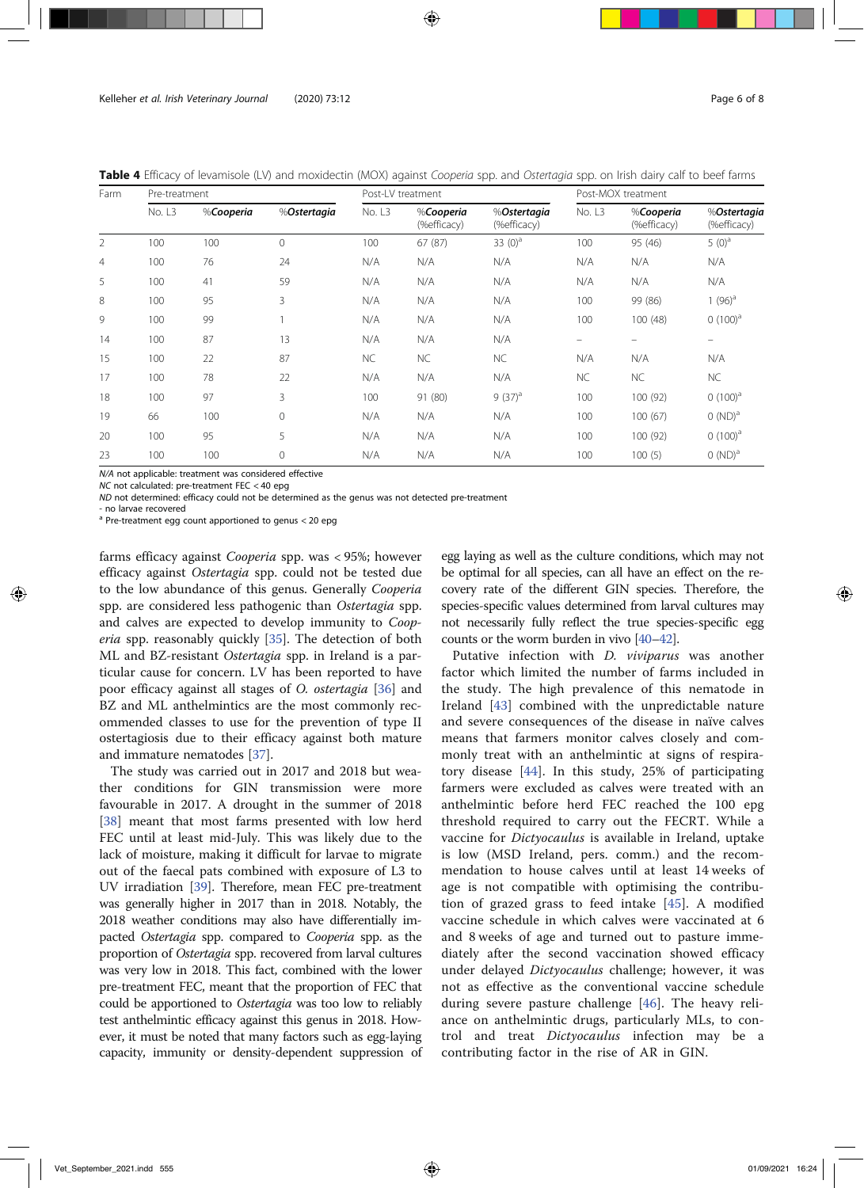**Table 4** Efficacy of levamisole (LV) and moxidectin (MOX) against *Cooperia* spp. and *Ostertagia* spp. on Irish dairy calf to beef farms

| Farm | Pre-treatment | | | Post-LV treatment | | | Post-MOX treatment | | |
|---|---|---|---|---|---|---|---|---|---|
| | No. L3 | %*Cooperia* | %*Ostertagia* | No. L3 | %*Cooperia* (%efficacy) | %*Ostertagia* (%efficacy) | No. L3 | %*Cooperia* (%efficacy) | %*Ostertagia* (%efficacy) |
| 2 | 100 | 100 | 0 | 100 | 67 (87) | 33 (0)[a] | 100 | 95 (46) | 5 (0)[a] |
| 4 | 100 | 76 | 24 | N/A | N/A | N/A | N/A | N/A | N/A |
| 5 | 100 | 41 | 59 | N/A | N/A | N/A | N/A | N/A | N/A |
| 8 | 100 | 95 | 3 | N/A | N/A | N/A | 100 | 99 (86) | 1 (96)[a] |
| 9 | 100 | 99 | 1 | N/A | N/A | N/A | 100 | 100 (48) | 0 (100)[a] |
| 14 | 100 | 87 | 13 | N/A | N/A | N/A | – | – | – |
| 15 | 100 | 22 | 87 | NC | NC | NC | N/A | N/A | N/A |
| 17 | 100 | 78 | 22 | N/A | N/A | N/A | NC | NC | NC |
| 18 | 100 | 97 | 3 | 100 | 91 (80) | 9 (37)[a] | 100 | 100 (92) | 0 (100)[a] |
| 19 | 66 | 100 | 0 | N/A | N/A | N/A | 100 | 100 (67) | 0 (ND)[a] |
| 20 | 100 | 95 | 5 | N/A | N/A | N/A | 100 | 100 (92) | 0 (100)[a] |
| 23 | 100 | 100 | 0 | N/A | N/A | N/A | 100 | 100 (5) | 0 (ND)[a] |

*N/A* not applicable: treatment was considered effective
*NC* not calculated: pre-treatment FEC < 40 epg
*ND* not determined: efficacy could not be determined as the genus was not detected pre-treatment
- no larvae recovered
[a] Pre-treatment egg count apportioned to genus < 20 epg

farms efficacy against *Cooperia* spp. was < 95%; however efficacy against *Ostertagia* spp. could not be tested due to the low abundance of this genus. Generally *Cooperia* spp. are considered less pathogenic than *Ostertagia* spp. and calves are expected to develop immunity to *Cooperia* spp. reasonably quickly [35]. The detection of both ML and BZ-resistant *Ostertagia* spp. in Ireland is a particular cause for concern. LV has been reported to have poor efficacy against all stages of *O. ostertagia* [36] and BZ and ML anthelmintics are the most commonly recommended classes to use for the prevention of type II ostertagiosis due to their efficacy against both mature and immature nematodes [37].

The study was carried out in 2017 and 2018 but weather conditions for GIN transmission were more favourable in 2017. A drought in the summer of 2018 [38] meant that most farms presented with low herd FEC until at least mid-July. This was likely due to the lack of moisture, making it difficult for larvae to migrate out of the faecal pats combined with exposure of L3 to UV irradiation [39]. Therefore, mean FEC pre-treatment was generally higher in 2017 than in 2018. Notably, the 2018 weather conditions may also have differentially impacted *Ostertagia* spp. compared to *Cooperia* spp. as the proportion of *Ostertagia* spp. recovered from larval cultures was very low in 2018. This fact, combined with the lower pre-treatment FEC, meant that the proportion of FEC that could be apportioned to *Ostertagia* was too low to reliably test anthelmintic efficacy against this genus in 2018. However, it must be noted that many factors such as egg-laying capacity, immunity or density-dependent suppression of egg laying as well as the culture conditions, which may not be optimal for all species, can all have an effect on the recovery rate of the different GIN species. Therefore, the species-specific values determined from larval cultures may not necessarily fully reflect the true species-specific egg counts or the worm burden in vivo [40–42].

Putative infection with *D. viviparus* was another factor which limited the number of farms included in the study. The high prevalence of this nematode in Ireland [43] combined with the unpredictable nature and severe consequences of the disease in naïve calves means that farmers monitor calves closely and commonly treat with an anthelmintic at signs of respiratory disease [44]. In this study, 25% of participating farmers were excluded as calves were treated with an anthelmintic before herd FEC reached the 100 epg threshold required to carry out the FECRT. While a vaccine for *Dictyocaulus* is available in Ireland, uptake is low (MSD Ireland, pers. comm.) and the recommendation to house calves until at least 14 weeks of age is not compatible with optimising the contribution of grazed grass to feed intake [45]. A modified vaccine schedule in which calves were vaccinated at 6 and 8 weeks of age and turned out to pasture immediately after the second vaccination showed efficacy under delayed *Dictyocaulus* challenge; however, it was not as effective as the conventional vaccine schedule during severe pasture challenge [46]. The heavy reliance on anthelmintic drugs, particularly MLs, to control and treat *Dictyocaulus* infection may be a contributing factor in the rise of AR in GIN.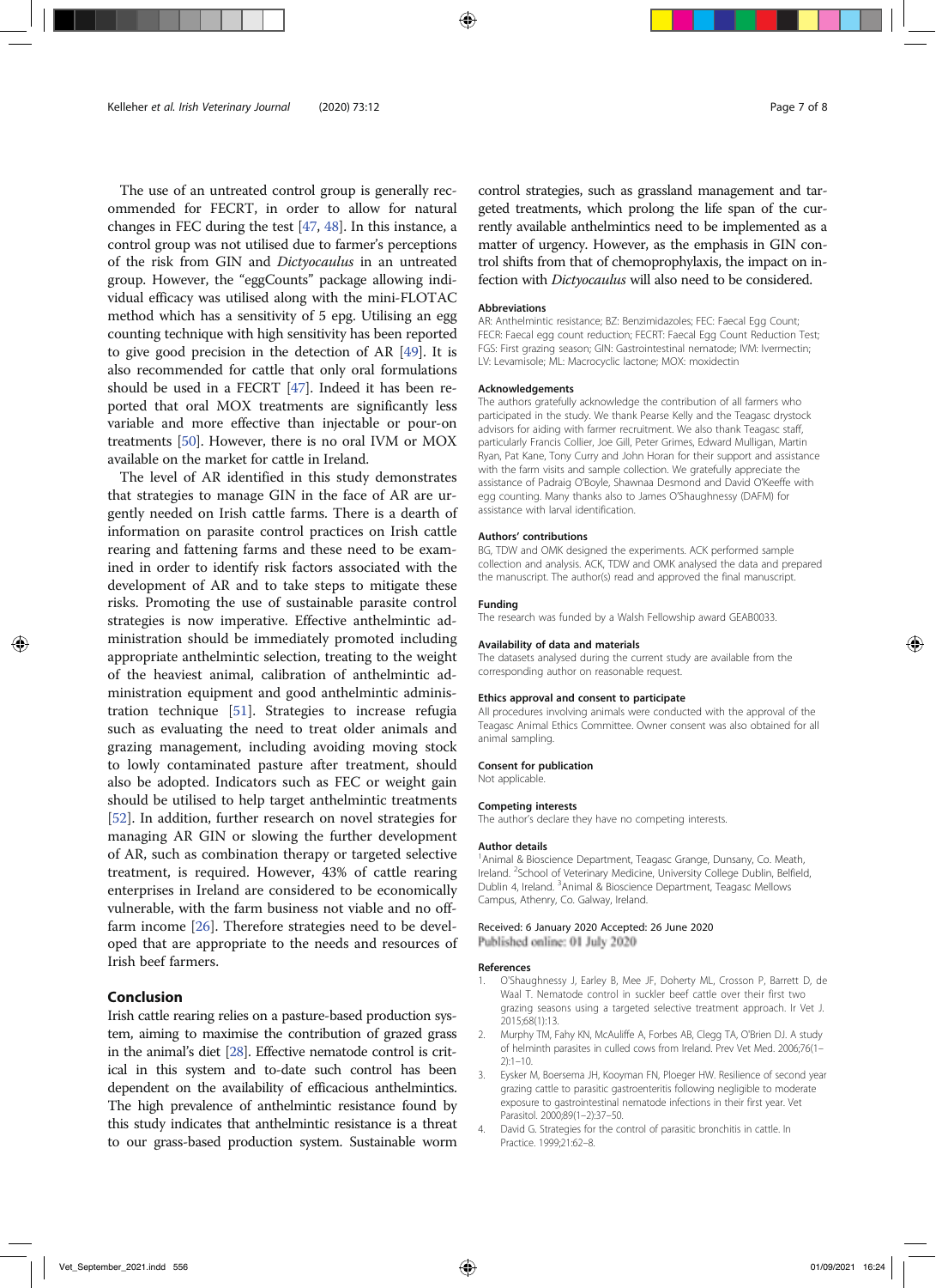The use of an untreated control group is generally recommended for FECRT, in order to allow for natural changes in FEC during the test [47, 48]. In this instance, a control group was not utilised due to farmer's perceptions of the risk from GIN and *Dictyocaulus* in an untreated group. However, the "eggCounts" package allowing individual efficacy was utilised along with the mini-FLOTAC method which has a sensitivity of 5 epg. Utilising an egg counting technique with high sensitivity has been reported to give good precision in the detection of AR [49]. It is also recommended for cattle that only oral formulations should be used in a FECRT [47]. Indeed it has been reported that oral MOX treatments are significantly less variable and more effective than injectable or pour-on treatments [50]. However, there is no oral IVM or MOX available on the market for cattle in Ireland.

The level of AR identified in this study demonstrates that strategies to manage GIN in the face of AR are urgently needed on Irish cattle farms. There is a dearth of information on parasite control practices on Irish cattle rearing and fattening farms and these need to be examined in order to identify risk factors associated with the development of AR and to take steps to mitigate these risks. Promoting the use of sustainable parasite control strategies is now imperative. Effective anthelmintic administration should be immediately promoted including appropriate anthelmintic selection, treating to the weight of the heaviest animal, calibration of anthelmintic administration equipment and good anthelmintic administration technique [51]. Strategies to increase refugia such as evaluating the need to treat older animals and grazing management, including avoiding moving stock to lowly contaminated pasture after treatment, should also be adopted. Indicators such as FEC or weight gain should be utilised to help target anthelmintic treatments [52]. In addition, further research on novel strategies for managing AR GIN or slowing the further development of AR, such as combination therapy or targeted selective treatment, is required. However, 43% of cattle rearing enterprises in Ireland are considered to be economically vulnerable, with the farm business not viable and no off-farm income [26]. Therefore strategies need to be developed that are appropriate to the needs and resources of Irish beef farmers.

## Conclusion

Irish cattle rearing relies on a pasture-based production system, aiming to maximise the contribution of grazed grass in the animal's diet [28]. Effective nematode control is critical in this system and to-date such control has been dependent on the availability of efficacious anthelmintics. The high prevalence of anthelmintic resistance found by this study indicates that anthelmintic resistance is a threat to our grass-based production system. Sustainable worm control strategies, such as grassland management and targeted treatments, which prolong the life span of the currently available anthelmintics need to be implemented as a matter of urgency. However, as the emphasis in GIN control shifts from that of chemoprophylaxis, the impact on infection with *Dictyocaulus* will also need to be considered.

### Abbreviations

AR: Anthelmintic resistance; BZ: Benzimidazoles; FEC: Faecal Egg Count; FECR: Faecal egg count reduction; FECRT: Faecal Egg Count Reduction Test; FGS: First grazing season; GIN: Gastrointestinal nematode; IVM: Ivermectin; LV: Levamisole; ML: Macrocyclic lactone; MOX: moxidectin

### Acknowledgements

The authors gratefully acknowledge the contribution of all farmers who participated in the study. We thank Pearse Kelly and the Teagasc drystock advisors for aiding with farmer recruitment. We also thank Teagasc staff, particularly Francis Collier, Joe Gill, Peter Grimes, Edward Mulligan, Martin Ryan, Pat Kane, Tony Curry and John Horan for their support and assistance with the farm visits and sample collection. We gratefully appreciate the assistance of Padraig O'Boyle, Shawnaa Desmond and David O'Keeffe with egg counting. Many thanks also to James O'Shaughnessy (DAFM) for assistance with larval identification.

### Authors' contributions

BG, TDW and OMK designed the experiments. ACK performed sample collection and analysis. ACK, TDW and OMK analysed the data and prepared the manuscript. The author(s) read and approved the final manuscript.

### Funding

The research was funded by a Walsh Fellowship award GEAB0033.

### Availability of data and materials

The datasets analysed during the current study are available from the corresponding author on reasonable request.

### Ethics approval and consent to participate

All procedures involving animals were conducted with the approval of the Teagasc Animal Ethics Committee. Owner consent was also obtained for all animal sampling.

### Consent for publication

Not applicable.

### Competing interests

The author's declare they have no competing interests.

### Author details

[1]Animal & Bioscience Department, Teagasc Grange, Dunsany, Co. Meath, Ireland. [2]School of Veterinary Medicine, University College Dublin, Belfield, Dublin 4, Ireland. [3]Animal & Bioscience Department, Teagasc Mellows Campus, Athenry, Co. Galway, Ireland.

Received: 6 January 2020 Accepted: 26 June 2020
Published online: 01 July 2020

### References

1. O'Shaughnessy J, Earley B, Mee JF, Doherty ML, Crosson P, Barrett D, de Waal T. Nematode control in suckler beef cattle over their first two grazing seasons using a targeted selective treatment approach. Ir Vet J. 2015;68(1):13.
2. Murphy TM, Fahy KN, McAuliffe A, Forbes AB, Clegg TA, O'Brien DJ. A study of helminth parasites in culled cows from Ireland. Prev Vet Med. 2006;76(1–2):1–10.
3. Eysker M, Boersema JH, Kooyman FN, Ploeger HW. Resilience of second year grazing cattle to parasitic gastroenteritis following negligible to moderate exposure to gastrointestinal nematode infections in their first year. Vet Parasitol. 2000;89(1–2):37–50.
4. David G. Strategies for the control of parasitic bronchitis in cattle. In Practice. 1999;21:62–8.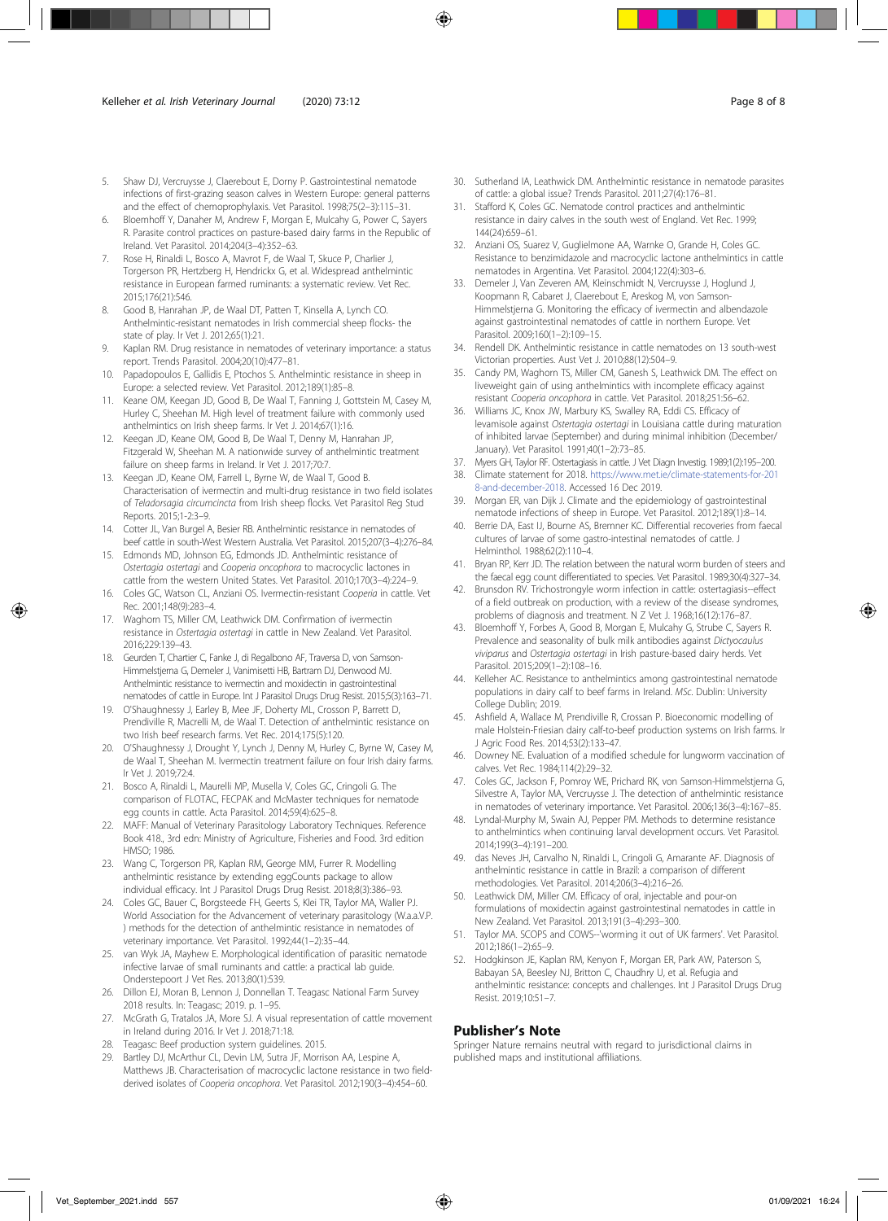5. Shaw DJ, Vercruysse J, Claerebout E, Dorny P. Gastrointestinal nematode infections of first-grazing season calves in Western Europe: general patterns and the effect of chemoprophylaxis. Vet Parasitol. 1998;75(2–3):115–31.
6. Bloemhoff Y, Danaher M, Andrew F, Morgan E, Mulcahy G, Power C, Sayers R. Parasite control practices on pasture-based dairy farms in the Republic of Ireland. Vet Parasitol. 2014;204(3–4):352–63.
7. Rose H, Rinaldi L, Bosco A, Mavrot F, de Waal T, Skuce P, Charlier J, Torgerson PR, Hertzberg H, Hendrickx G, et al. Widespread anthelmintic resistance in European farmed ruminants: a systematic review. Vet Rec. 2015;176(21):546.
8. Good B, Hanrahan JP, de Waal DT, Patten T, Kinsella A, Lynch CO. Anthelmintic-resistant nematodes in Irish commercial sheep flocks- the state of play. Ir Vet J. 2012;65(1):21.
9. Kaplan RM. Drug resistance in nematodes of veterinary importance: a status report. Trends Parasitol. 2004;20(10):477–81.
10. Papadopoulos E, Gallidis E, Ptochos S. Anthelmintic resistance in sheep in Europe: a selected review. Vet Parasitol. 2012;189(1):85–8.
11. Keane OM, Keegan JD, Good B, De Waal T, Fanning J, Gottstein M, Casey M, Hurley C, Sheehan M. High level of treatment failure with commonly used anthelmintics on Irish sheep farms. Ir Vet J. 2014;67(1):16.
12. Keegan JD, Keane OM, Good B, De Waal T, Denny M, Hanrahan JP, Fitzgerald W, Sheehan M. A nationwide survey of anthelmintic treatment failure on sheep farms in Ireland. Ir Vet J. 2017;70:7.
13. Keegan JD, Keane OM, Farrell L, Byrne W, De Waal T, Good B. Characterisation of ivermectin and multi-drug resistance in two field isolates of *Teladorsagia circumcincta* from Irish sheep flocks. Vet Parasitol Reg Stud Reports. 2015;1-2:3–9.
14. Cotter JL, Van Burgel A, Besier RB. Anthelmintic resistance in nematodes of beef cattle in south-West Western Australia. Vet Parasitol. 2015;207(3–4):276–84.
15. Edmonds MD, Johnson EG, Edmonds JD. Anthelmintic resistance of *Ostertagia ostertagi* and *Cooperia oncophora* to macrocyclic lactones in cattle from the western United States. Vet Parasitol. 2010;170(3–4):224–9.
16. Coles GC, Watson CL, Anziani OS. Ivermectin-resistant *Cooperia* in cattle. Vet Rec. 2001;148(9):283–4.
17. Waghorn TS, Miller CM, Leathwick DM. Confirmation of ivermectin resistance in *Ostertagia ostertagi* in cattle in New Zealand. Vet Parasitol. 2016;229:139–43.
18. Geurden T, Chartier C, Fanke J, di Regalbono AF, Traversa D, von Samson-Himmelstjerna G, Demeler J, Vanimisetti HB, Bartram DJ, Denwood MJ. Anthelmintic resistance to ivermectin and moxidectin in gastrointestinal nematodes of cattle in Europe. Int J Parasitol Drugs Drug Resist. 2015;5(3):163–71.
19. O'Shaughnessy J, Earley B, Mee JF, Doherty ML, Crosson P, Barrett D, Prendiville R, Macrelli M, de Waal T. Detection of anthelmintic resistance on two Irish beef research farms. Vet Rec. 2014;175(5):120.
20. O'Shaughnessy J, Drought Y, Lynch J, Denny M, Hurley C, Byrne W, Casey M, de Waal T, Sheehan M. Ivermectin treatment failure on four Irish dairy farms. Ir Vet J. 2019;72:4.
21. Bosco A, Rinaldi L, Maurelli MP, Musella V, Coles GC, Cringoli G. The comparison of FLOTAC, FECPAK and McMaster techniques for nematode egg counts in cattle. Acta Parasitol. 2014;59(4):625–8.
22. MAFF: Manual of Veterinary Parasitology Laboratory Techniques. Reference Book 418., 3rd edn: Ministry of Agriculture, Fisheries and Food. 3rd edition HMSO; 1986.
23. Wang C, Torgerson PR, Kaplan RM, George MM, Furrer R. Modelling anthelmintic resistance by extending eggCounts package to allow individual efficacy. Int J Parasitol Drugs Drug Resist. 2018;8(3):386–93.
24. Coles GC, Bauer C, Borgsteede FH, Geerts S, Klei TR, Taylor MA, Waller PJ. World Association for the Advancement of veterinary parasitology (W.a.a.V.P. ) methods for the detection of anthelmintic resistance in nematodes of veterinary importance. Vet Parasitol. 1992;44(1–2):35–44.
25. van Wyk JA, Mayhew E. Morphological identification of parasitic nematode infective larvae of small ruminants and cattle: a practical lab guide. Onderstepoort J Vet Res. 2013;80(1):539.
26. Dillon EJ, Moran B, Lennon J, Donnellan T. Teagasc National Farm Survey 2018 results. In: Teagasc; 2019. p. 1–95.
27. McGrath G, Tratalos JA, More SJ. A visual representation of cattle movement in Ireland during 2016. Ir Vet J. 2018;71:18.
28. Teagasc: Beef production system guidelines. 2015.
29. Bartley DJ, McArthur CL, Devin LM, Sutra JF, Morrison AA, Lespine A, Matthews JB. Characterisation of macrocyclic lactone resistance in two field-derived isolates of *Cooperia oncophora*. Vet Parasitol. 2012;190(3–4):454–60.
30. Sutherland IA, Leathwick DM. Anthelmintic resistance in nematode parasites of cattle: a global issue? Trends Parasitol. 2011;27(4):176–81.
31. Stafford K, Coles GC. Nematode control practices and anthelmintic resistance in dairy calves in the south west of England. Vet Rec. 1999; 144(24):659–61.
32. Anziani OS, Suarez V, Guglielmone AA, Warnke O, Grande H, Coles GC. Resistance to benzimidazole and macrocyclic lactone anthelmintics in cattle nematodes in Argentina. Vet Parasitol. 2004;122(4):303–6.
33. Demeler J, Van Zeveren AM, Kleinschmidt N, Vercruysse J, Hoglund J, Koopmann R, Cabaret J, Claerebout E, Areskog M, von Samson-Himmelstjerna G. Monitoring the efficacy of ivermectin and albendazole against gastrointestinal nematodes of cattle in northern Europe. Vet Parasitol. 2009;160(1–2):109–15.
34. Rendell DK. Anthelmintic resistance in cattle nematodes on 13 south-west Victorian properties. Aust Vet J. 2010;88(12):504–9.
35. Candy PM, Waghorn TS, Miller CM, Ganesh S, Leathwick DM. The effect on liveweight gain of using anthelmintics with incomplete efficacy against resistant *Cooperia oncophora* in cattle. Vet Parasitol. 2018;251:56–62.
36. Williams JC, Knox JW, Marbury KS, Swalley RA, Eddi CS. Efficacy of levamisole against *Ostertagia ostertagi* in Louisiana cattle during maturation of inhibited larvae (September) and during minimal inhibition (December/ January). Vet Parasitol. 1991;40(1–2):73–85.
37. Myers GH, Taylor RF. Ostertagiasis in cattle. J Vet Diagn Investig. 1989;1(2):195–200.
38. Climate statement for 2018. https://www.met.ie/climate-statements-for-2018-and-december-2018. Accessed 16 Dec 2019.
39. Morgan ER, van Dijk J. Climate and the epidemiology of gastrointestinal nematode infections of sheep in Europe. Vet Parasitol. 2012;189(1):8–14.
40. Berrie DA, East IJ, Bourne AS, Bremner KC. Differential recoveries from faecal cultures of larvae of some gastro-intestinal nematodes of cattle. J Helminthol. 1988;62(2):110–4.
41. Bryan RP, Kerr JD. The relation between the natural worm burden of steers and the faecal egg count differentiated to species. Vet Parasitol. 1989;30(4):327–34.
42. Brunsdon RV. Trichostrongyle worm infection in cattle: ostertagiasis--effect of a field outbreak on production, with a review of the disease syndromes, problems of diagnosis and treatment. N Z Vet J. 1968;16(12):176–87.
43. Bloemhoff Y, Forbes A, Good B, Morgan E, Mulcahy G, Strube C, Sayers R. Prevalence and seasonality of bulk milk antibodies against *Dictyocaulus viviparus* and *Ostertagia ostertagi* in Irish pasture-based dairy herds. Vet Parasitol. 2015;209(1–2):108–16.
44. Kelleher AC. Resistance to anthelmintics among gastrointestinal nematode populations in dairy calf to beef farms in Ireland. *MSc*. Dublin: University College Dublin; 2019.
45. Ashfield A, Wallace M, Prendiville R, Crossan P. Bioeconomic modelling of male Holstein-Friesian dairy calf-to-beef production systems on Irish farms. Ir J Agric Food Res. 2014;53(2):133–47.
46. Downey NE. Evaluation of a modified schedule for lungworm vaccination of calves. Vet Rec. 1984;114(2):29–32.
47. Coles GC, Jackson F, Pomroy WE, Prichard RK, von Samson-Himmelstjerna G, Silvestre A, Taylor MA, Vercruysse J. The detection of anthelmintic resistance in nematodes of veterinary importance. Vet Parasitol. 2006;136(3–4):167–85.
48. Lyndal-Murphy M, Swain AJ, Pepper PM. Methods to determine resistance to anthelmintics when continuing larval development occurs. Vet Parasitol. 2014;199(3–4):191–200.
49. das Neves JH, Carvalho N, Rinaldi L, Cringoli G, Amarante AF. Diagnosis of anthelmintic resistance in cattle in Brazil: a comparison of different methodologies. Vet Parasitol. 2014;206(3–4):216–26.
50. Leathwick DM, Miller CM. Efficacy of oral, injectable and pour-on formulations of moxidectin against gastrointestinal nematodes in cattle in New Zealand. Vet Parasitol. 2013;191(3–4):293–300.
51. Taylor MA. SCOPS and COWS--'worming it out of UK farmers'. Vet Parasitol. 2012;186(1–2):65–9.
52. Hodgkinson JE, Kaplan RM, Kenyon F, Morgan ER, Park AW, Paterson S, Babayan SA, Beesley NJ, Britton C, Chaudhry U, et al. Refugia and anthelmintic resistance: concepts and challenges. Int J Parasitol Drugs Drug Resist. 2019;10:51–7.

## Publisher's Note

Springer Nature remains neutral with regard to jurisdictional claims in published maps and institutional affiliations.